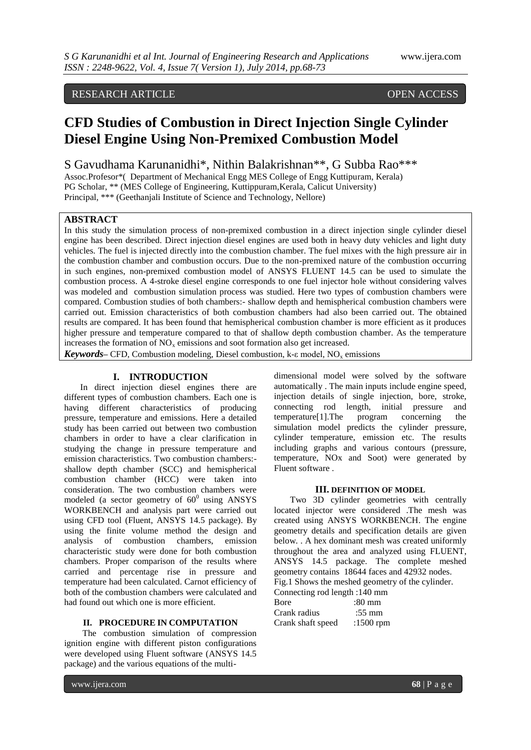RESEARCH ARTICLE OPEN ACCESS

# CFD Studies of Combustion in Direct Injection Single Cylinder Diesel Engine Using Non-Premixed Combustion Model

S Gavudhama Karunanidhi*, Nithin Balakrishnan**, G Subba Rao***

Assoc.Profesor*( Department of Mechanical Engg MES College of Engg Kuttipuram, Kerala)
PG Scholar, ** (MES College of Engineering, Kuttippuram,Kerala, Calicut University)
Principal, *** (Geethanjali Institute of Science and Technology, Nellore)

## ABSTRACT

In this study the simulation process of non-premixed combustion in a direct injection single cylinder diesel engine has been described. Direct injection diesel engines are used both in heavy duty vehicles and light duty vehicles. The fuel is injected directly into the combustion chamber. The fuel mixes with the high pressure air in the combustion chamber and combustion occurs. Due to the non-premixed nature of the combustion occurring in such engines, non-premixed combustion model of ANSYS FLUENT 14.5 can be used to simulate the combustion process. A 4-stroke diesel engine corresponds to one fuel injector hole without considering valves was modeled and combustion simulation process was studied. Here two types of combustion chambers were compared. Combustion studies of both chambers:- shallow depth and hemispherical combustion chambers were carried out. Emission characteristics of both combustion chambers had also been carried out. The obtained results are compared. It has been found that hemispherical combustion chamber is more efficient as it produces higher pressure and temperature compared to that of shallow depth combustion chamber. As the temperature increases the formation of $NO_x$ emissions and soot formation also get increased.

***Keywords*–** CFD, Combustion modeling, Diesel combustion, k-ε model, $NO_x$ emissions

## I. INTRODUCTION

In direct injection diesel engines there are different types of combustion chambers. Each one is having different characteristics of producing pressure, temperature and emissions. Here a detailed study has been carried out between two combustion chambers in order to have a clear clarification in studying the change in pressure temperature and emission characteristics. Two combustion chambers:- shallow depth chamber (SCC) and hemispherical combustion chamber (HCC) were taken into consideration. The two combustion chambers were modeled (a sector geometry of $60^0$ using ANSYS WORKBENCH and analysis part were carried out using CFD tool (Fluent, ANSYS 14.5 package). By using the finite volume method the design and analysis of combustion chambers, emission characteristic study were done for both combustion chambers. Proper comparison of the results where carried and percentage rise in pressure and temperature had been calculated. Carnot efficiency of both of the combustion chambers were calculated and had found out which one is more efficient.

## II. PROCEDURE IN COMPUTATION

The combustion simulation of compression ignition engine with different piston configurations were developed using Fluent software (ANSYS 14.5 package) and the various equations of the multi-dimensional model were solved by the software automatically . The main inputs include engine speed, injection details of single injection, bore, stroke, connecting rod length, initial pressure and temperature[1].The program concerning the simulation model predicts the cylinder pressure, cylinder temperature, emission etc. The results including graphs and various contours (pressure, temperature, NOx and Soot) were generated by Fluent software .

## III. DEFINITION OF MODEL

Two 3D cylinder geometries with centrally located injector were considered .The mesh was created using ANSYS WORKBENCH. The engine geometry details and specification details are given below. . A hex dominant mesh was created uniformly throughout the area and analyzed using FLUENT, ANSYS 14.5 package. The complete meshed geometry contains 18644 faces and 42932 nodes.

Fig.1 Shows the meshed geometry of the cylinder.

Connecting rod length :140 mm
Bore :80 mm
Crank radius :55 mm
Crank shaft speed :1500 rpm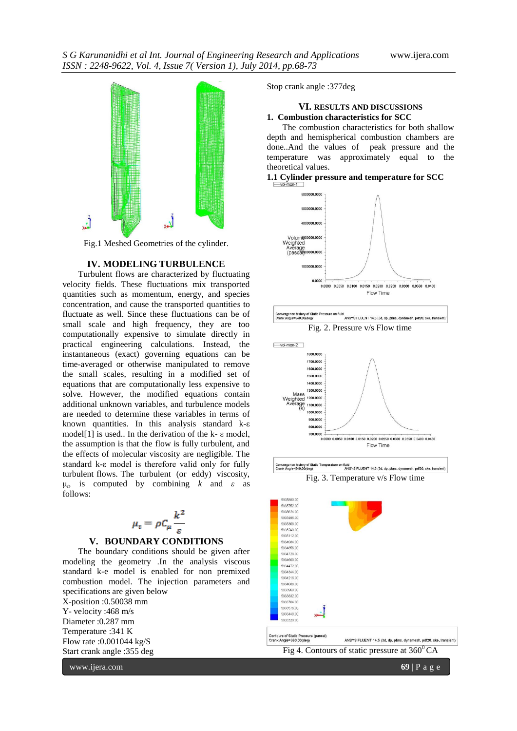Fig.1 Meshed Geometries of the cylinder.

## IV. MODELING TURBULENCE

Turbulent flows are characterized by fluctuating velocity fields. These fluctuations mix transported quantities such as momentum, energy, and species concentration, and cause the transported quantities to fluctuate as well. Since these fluctuations can be of small scale and high frequency, they are too computationally expensive to simulate directly in practical engineering calculations. Instead, the instantaneous (exact) governing equations can be time-averaged or otherwise manipulated to remove the small scales, resulting in a modified set of equations that are computationally less expensive to solve. However, the modified equations contain additional unknown variables, and turbulence models are needed to determine these variables in terms of known quantities. In this analysis standard k-ε model[1] is used.. In the derivation of the k- ε model, the assumption is that the flow is fully turbulent, and the effects of molecular viscosity are negligible. The standard k-ε model is therefore valid only for fully turbulent flows. The turbulent (or eddy) viscosity, $\mu_t$, is computed by combining $k$ and $\varepsilon$ as follows:

$$\mu_t = \rho C_\mu \frac{k^2}{\varepsilon}$$

## V. BOUNDARY CONDITIONS

The boundary conditions should be given after modeling the geometry .In the analysis viscous standard k-e model is enabled for non premixed combustion model. The injection parameters and specifications are given below

X-position :0.50038 mm
Y- velocity :468 m/s
Diameter :0.287 mm
Temperature :341 K
Flow rate :0.001044 kg/S
Start crank angle :355 deg
Stop crank angle :377deg

## VI. RESULTS AND DISCUSSIONS

### 1. Combustion characteristics for SCC

The combustion characteristics for both shallow depth and hemispherical combustion chambers are done..And the values of peak pressure and the temperature was approximately equal to the theoretical values.

### 1.1 Cylinder pressure and temperature for SCC

Fig. 2. Pressure v/s Flow time

Fig. 3. Temperature v/s Flow time

Fig 4. Contours of static pressure at $360^0$ CA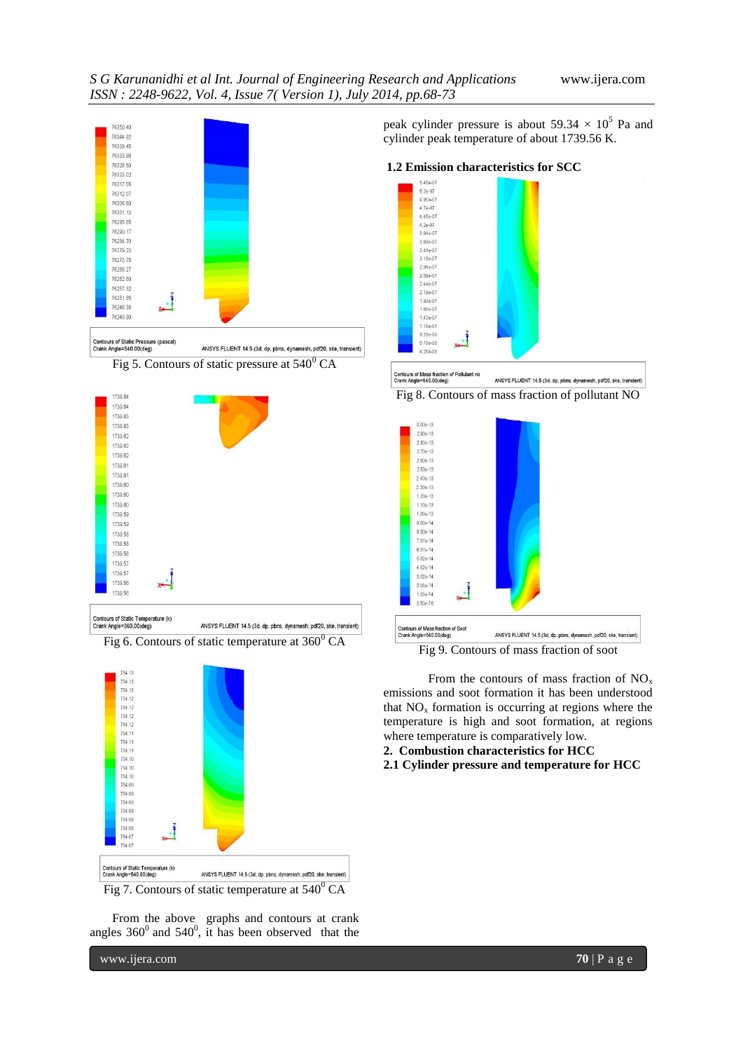Fig 5. Contours of static pressure at $540^0$ CA

Fig 6. Contours of static temperature at $360^0$ CA

Fig 7. Contours of static temperature at $540^0$ CA

From the above graphs and contours at crank angles $360^0$ and $540^0$, it has been observed that the peak cylinder pressure is about $59.34 \times 10^5$ Pa and cylinder peak temperature of about 1739.56 K.

### 1.2 Emission characteristics for SCC

Fig 8. Contours of mass fraction of pollutant NO

Fig 9. Contours of mass fraction of soot

From the contours of mass fraction of $NO_x$ emissions and soot formation it has been understood that $NO_x$ formation is occurring at regions where the temperature is high and soot formation, at regions where temperature is comparatively low.

## 2. Combustion characteristics for HCC

### 2.1 Cylinder pressure and temperature for HCC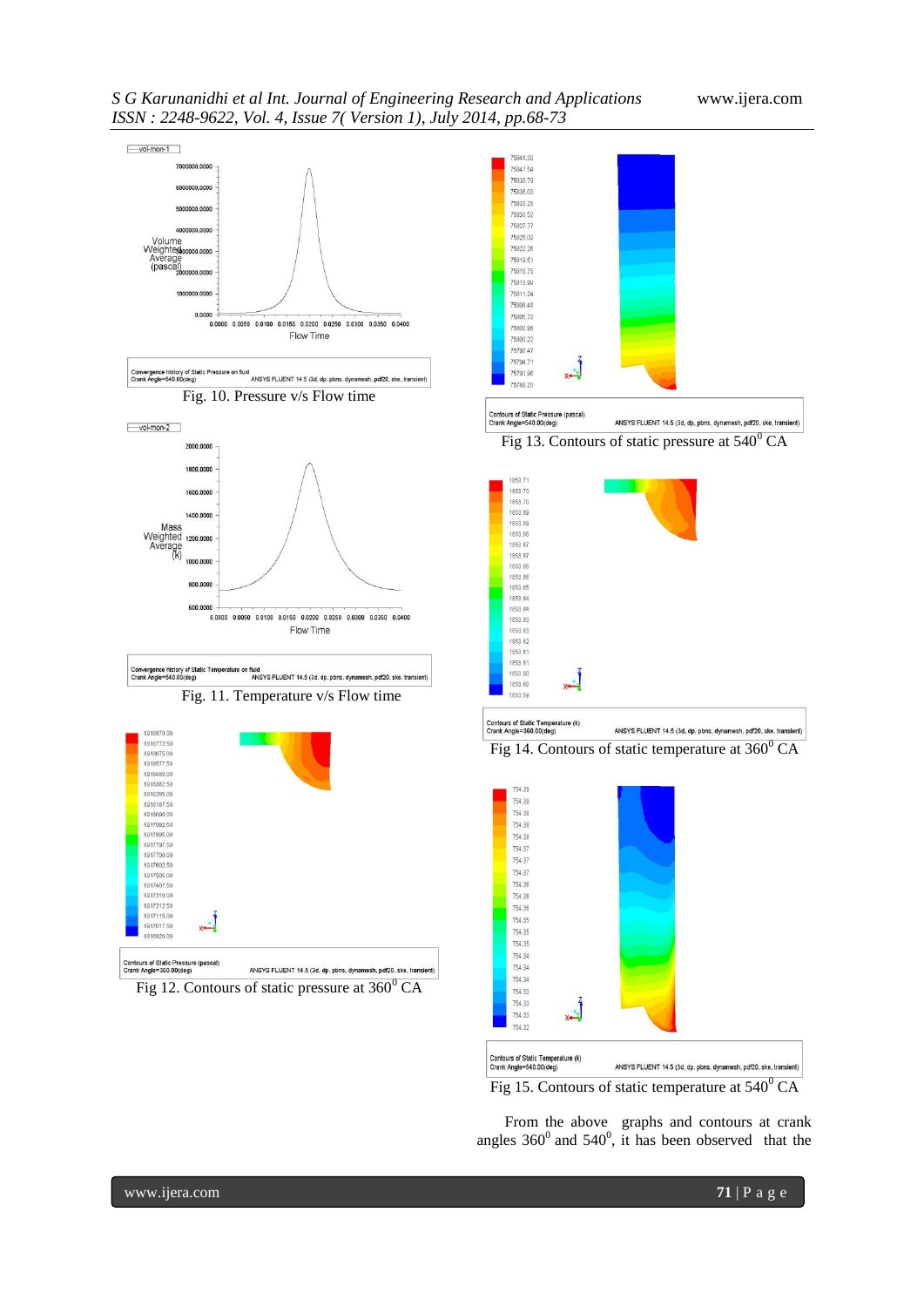Fig. 10. Pressure v/s Flow time

Fig. 11. Temperature v/s Flow time

Fig 12. Contours of static pressure at $360^0$ CA

Fig 13. Contours of static pressure at $540^0$ CA

Fig 14. Contours of static temperature at $360^0$ CA

Fig 15. Contours of static temperature at $540^0$ CA

From the above graphs and contours at crank angles $360^0$ and $540^0$, it has been observed that the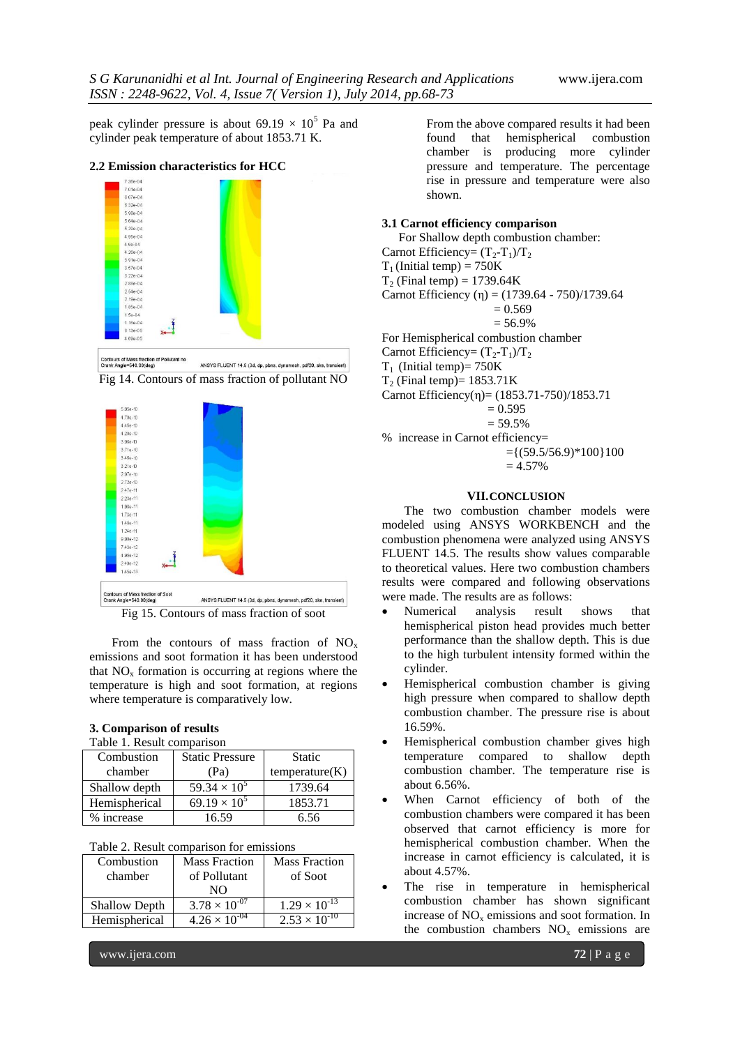peak cylinder pressure is about $69.19 \times 10^5$ Pa and cylinder peak temperature of about 1853.71 K.

### 2.2 Emission characteristics for HCC

Fig 14. Contours of mass fraction of pollutant NO

Fig 15. Contours of mass fraction of soot

From the contours of mass fraction of $NO_x$ emissions and soot formation it has been understood that $NO_x$ formation is occurring at regions where the temperature is high and soot formation, at regions where temperature is comparatively low.

## 3. Comparison of results

Table 1. Result comparison

| Combustion chamber | Static Pressure (Pa) | Static temperature(K) |
|---|---|---|
| Shallow depth | $59.34 \times 10^5$ | 1739.64 |
| Hemispherical | $69.19 \times 10^5$ | 1853.71 |
| % increase | 16.59 | 6.56 |

Table 2. Result comparison for emissions

| Combustion chamber | Mass Fraction of Pollutant NO | Mass Fraction of Soot |
|---|---|---|
| Shallow Depth | $3.78 \times 10^{-07}$ | $1.29 \times 10^{-13}$ |
| Hemispherical | $4.26 \times 10^{-04}$ | $2.53 \times 10^{-10}$ |

From the above compared results it had been found that hemispherical combustion chamber is producing more cylinder pressure and temperature. The percentage rise in pressure and temperature were also shown.

### 3.1 Carnot efficiency comparison

For Shallow depth combustion chamber:

Carnot Efficiency= $(T_2-T_1)/T_2$

$T_1$ (Initial temp) = 750K

$T_2$ (Final temp) = 1739.64K

Carnot Efficiency ($\eta$) = (1739.64 - 750)/1739.64

= 0.569

= 56.9%

For Hemispherical combustion chamber

Carnot Efficiency= $(T_2-T_1)/T_2$

$T_1$ (Initial temp)= 750K

$T_2$ (Final temp)= 1853.71K

Carnot Efficiency($\eta$)= (1853.71-750)/1853.71

= 0.595

= 59.5%

% increase in Carnot efficiency=

={(59.5/56.9)*100}100

= 4.57%

## VII. CONCLUSION

The two combustion chamber models were modeled using ANSYS WORKBENCH and the combustion phenomena were analyzed using ANSYS FLUENT 14.5. The results show values comparable to theoretical values. Here two combustion chambers results were compared and following observations were made. The results are as follows:

- Numerical analysis result shows that hemispherical piston head provides much better performance than the shallow depth. This is due to the high turbulent intensity formed within the cylinder.
- Hemispherical combustion chamber is giving high pressure when compared to shallow depth combustion chamber. The pressure rise is about 16.59%.
- Hemispherical combustion chamber gives high temperature compared to shallow depth combustion chamber. The temperature rise is about 6.56%.
- When Carnot efficiency of both of the combustion chambers were compared it has been observed that carnot efficiency is more for hemispherical combustion chamber. When the increase in carnot efficiency is calculated, it is about 4.57%.
- The rise in temperature in hemispherical combustion chamber has shown significant increase of $NO_x$ emissions and soot formation. In the combustion chambers $NO_x$ emissions are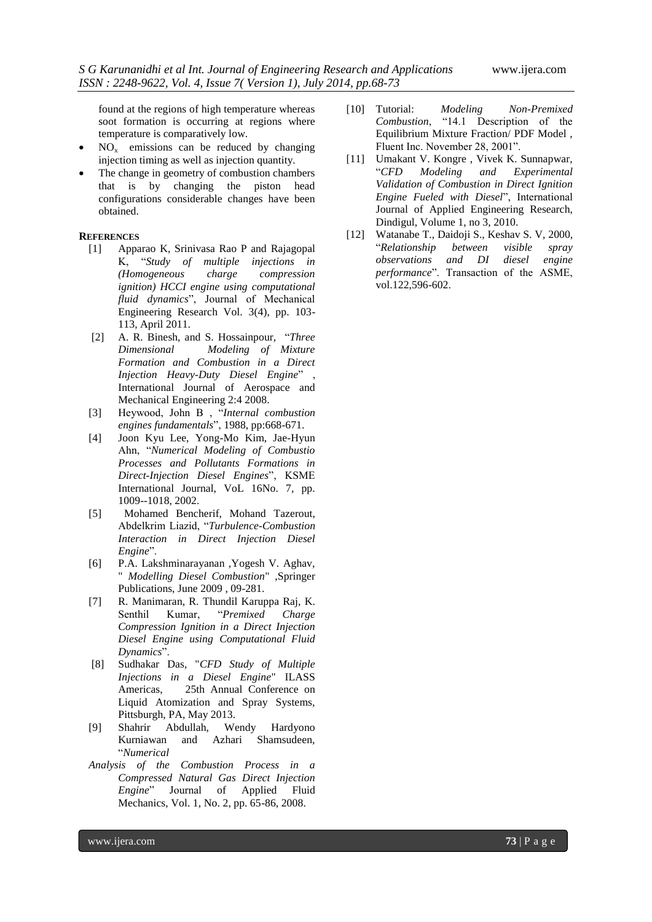found at the regions of high temperature whereas soot formation is occurring at regions where temperature is comparatively low.

- $NO_x$ emissions can be reduced by changing injection timing as well as injection quantity.
- The change in geometry of combustion chambers that is by changing the piston head configurations considerable changes have been obtained.

## REFERENCES

[1] Apparao K, Srinivasa Rao P and Rajagopal K, "*Study of multiple injections in (Homogeneous charge compression ignition) HCCI engine using computational fluid dynamics*", Journal of Mechanical Engineering Research Vol. 3(4), pp. 103-113, April 2011.

[2] A. R. Binesh, and S. Hossainpour, "*Three Dimensional Modeling of Mixture Formation and Combustion in a Direct Injection Heavy-Duty Diesel Engine*" , International Journal of Aerospace and Mechanical Engineering 2:4 2008.

[3] Heywood, John B , "*Internal combustion engines fundamentals*", 1988, pp:668-671.

[4] Joon Kyu Lee, Yong-Mo Kim, Jae-Hyun Ahn, "*Numerical Modeling of Combustio Processes and Pollutants Formations in Direct-Injection Diesel Engines*", KSME International Journal, VoL 16No. 7, pp. 1009--1018, 2002.

[5] Mohamed Bencherif, Mohand Tazerout, Abdelkrim Liazid, "*Turbulence-Combustion Interaction in Direct Injection Diesel Engine*".

[6] P.A. Lakshminarayanan ,Yogesh V. Aghav, " *Modelling Diesel Combustion*" ,Springer Publications, June 2009 , 09-281.

[7] R. Manimaran, R. Thundil Karuppa Raj, K. Senthil Kumar, "*Premixed Charge Compression Ignition in a Direct Injection Diesel Engine using Computational Fluid Dynamics*".

[8] Sudhakar Das, "*CFD Study of Multiple Injections in a Diesel Engine*" ILASS Americas, 25th Annual Conference on Liquid Atomization and Spray Systems, Pittsburgh, PA, May 2013.

[9] Shahrir Abdullah, Wendy Hardyono Kurniawan and Azhari Shamsudeen, "*Numerical Analysis of the Combustion Process in a Compressed Natural Gas Direct Injection Engine*" Journal of Applied Fluid Mechanics, Vol. 1, No. 2, pp. 65-86, 2008.

[10] Tutorial: *Modeling Non-Premixed Combustion*, "14.1 Description of the Equilibrium Mixture Fraction/ PDF Model , Fluent Inc. November 28, 2001".

[11] Umakant V. Kongre , Vivek K. Sunnapwar, "*CFD Modeling and Experimental Validation of Combustion in Direct Ignition Engine Fueled with Diesel*", International Journal of Applied Engineering Research, Dindigul, Volume 1, no 3, 2010.

[12] Watanabe T., Daidoji S., Keshav S. V, 2000, "*Relationship between visible spray observations and DI diesel engine performance*". Transaction of the ASME, vol.122,596-602.